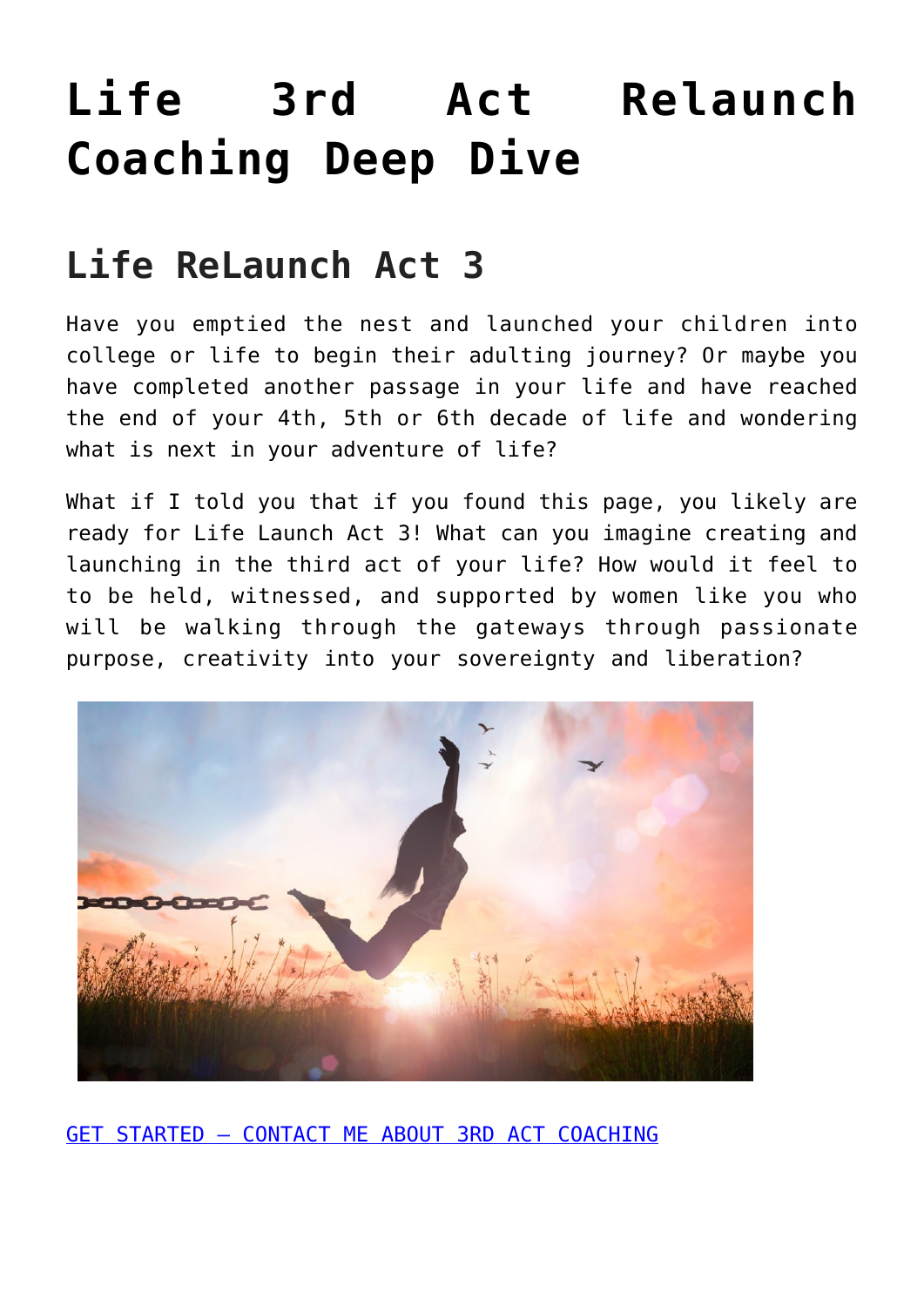# Life 3rd Act Relaunch Coaching Deep Dive

## Life ReLaunch Act 3

Have you emptied the nest and launched your children into college or life to begin their adulting journey? Or maybe you have completed another passage in your life and have reached the end of your 4th, 5th or 6th decade of life and wondering what is next in your adventure of life?

What if I told you that if you found this page, you likely are ready for Life Launch Act 3! What can you imagine creating and launching in the third act of your life? How would it feel to to be held, witnessed, and supported by women like you who will be walking through the gateways through passionate purpose, creativity into your sovereignty and liberation?

GET STARTED – CONTACT ME ABOUT 3RD ACT COACHING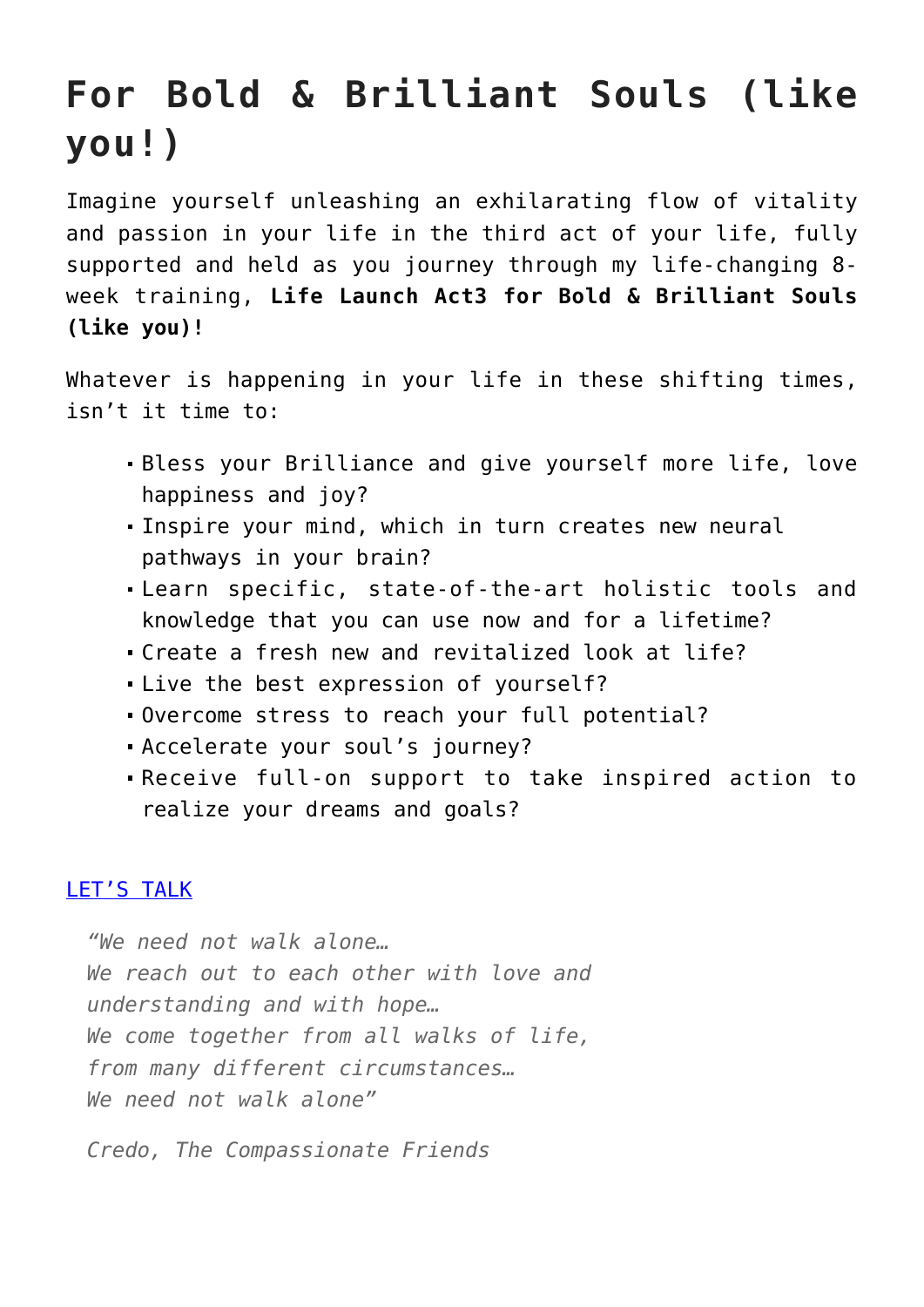# For Bold & Brilliant Souls (like you!)

Imagine yourself unleashing an exhilarating flow of vitality and passion in your life in the third act of your life, fully supported and held as you journey through my life-changing 8-week training, **Life Launch Act3 for Bold & Brilliant Souls (like you)!**

Whatever is happening in your life in these shifting times, isn't it time to:

- Bless your Brilliance and give yourself more life, love happiness and joy?
- Inspire your mind, which in turn creates new neural pathways in your brain?
- Learn specific, state-of-the-art holistic tools and knowledge that you can use now and for a lifetime?
- Create a fresh new and revitalized look at life?
- Live the best expression of yourself?
- Overcome stress to reach your full potential?
- Accelerate your soul's journey?
- Receive full-on support to take inspired action to realize your dreams and goals?

LET'S TALK

> *"We need not walk alone…*
> *We reach out to each other with love and understanding and with hope…*
> *We come together from all walks of life, from many different circumstances…*
> *We need not walk alone"*
>
> *Credo, The Compassionate Friends*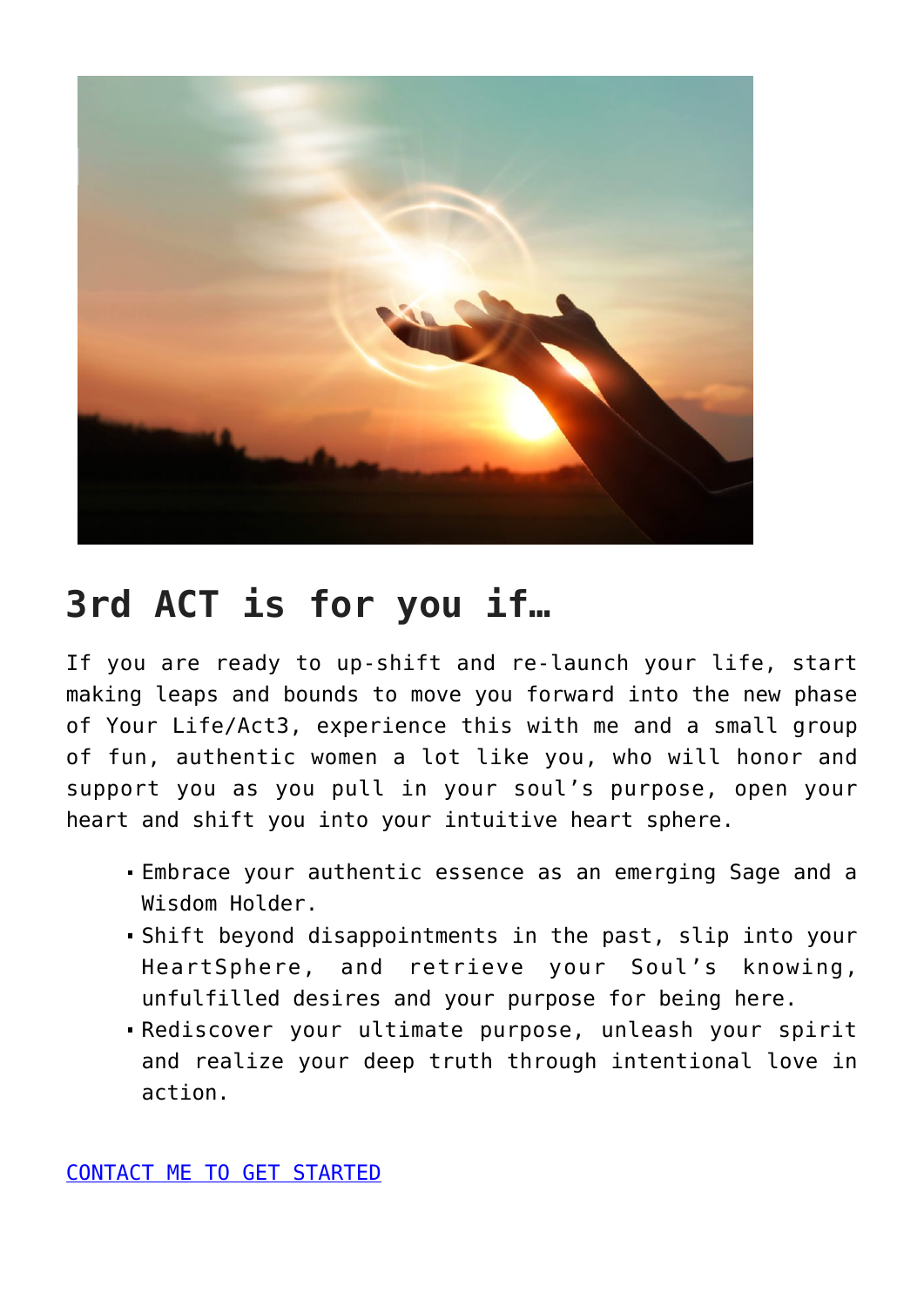## 3rd ACT is for you if…

If you are ready to up-shift and re-launch your life, start making leaps and bounds to move you forward into the new phase of Your Life/Act3, experience this with me and a small group of fun, authentic women a lot like you, who will honor and support you as you pull in your soul's purpose, open your heart and shift you into your intuitive heart sphere.

- Embrace your authentic essence as an emerging Sage and a Wisdom Holder.
- Shift beyond disappointments in the past, slip into your HeartSphere, and retrieve your Soul's knowing, unfulfilled desires and your purpose for being here.
- Rediscover your ultimate purpose, unleash your spirit and realize your deep truth through intentional love in action.

CONTACT ME TO GET STARTED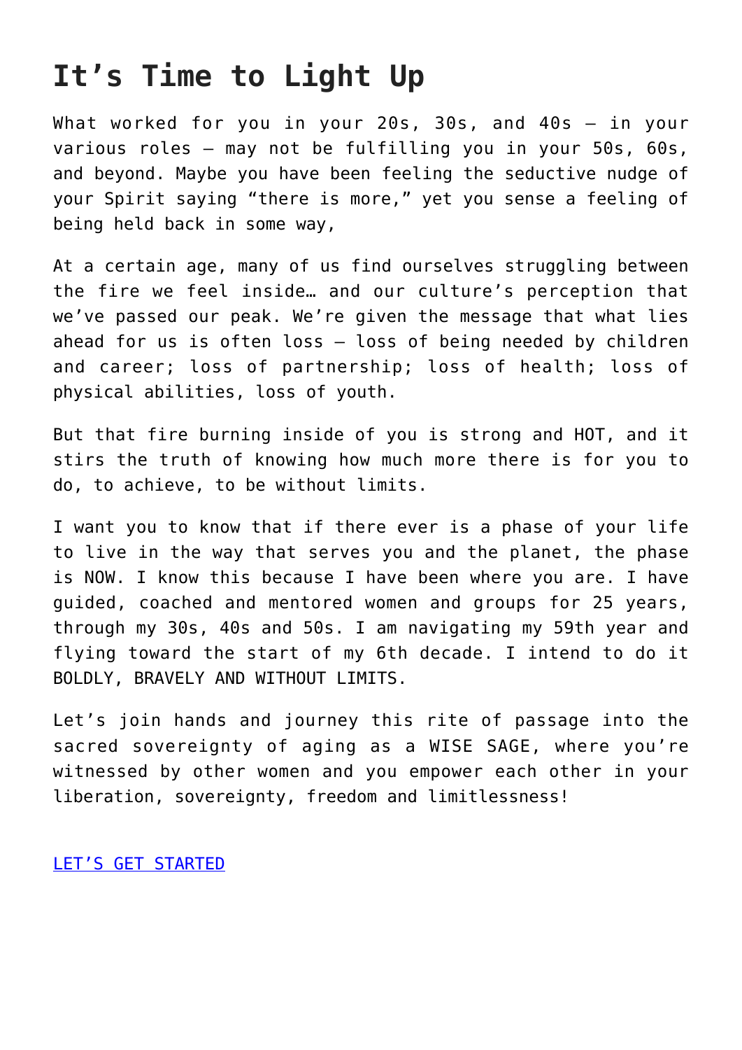# It's Time to Light Up

What worked for you in your 20s, 30s, and 40s – in your various roles – may not be fulfilling you in your 50s, 60s, and beyond. Maybe you have been feeling the seductive nudge of your Spirit saying "there is more," yet you sense a feeling of being held back in some way,

At a certain age, many of us find ourselves struggling between the fire we feel inside… and our culture's perception that we've passed our peak. We're given the message that what lies ahead for us is often loss – loss of being needed by children and career; loss of partnership; loss of health; loss of physical abilities, loss of youth.

But that fire burning inside of you is strong and HOT, and it stirs the truth of knowing how much more there is for you to do, to achieve, to be without limits.

I want you to know that if there ever is a phase of your life to live in the way that serves you and the planet, the phase is NOW. I know this because I have been where you are. I have guided, coached and mentored women and groups for 25 years, through my 30s, 40s and 50s. I am navigating my 59th year and flying toward the start of my 6th decade. I intend to do it BOLDLY, BRAVELY AND WITHOUT LIMITS.

Let's join hands and journey this rite of passage into the sacred sovereignty of aging as a WISE SAGE, where you're witnessed by other women and you empower each other in your liberation, sovereignty, freedom and limitlessness!

LET'S GET STARTED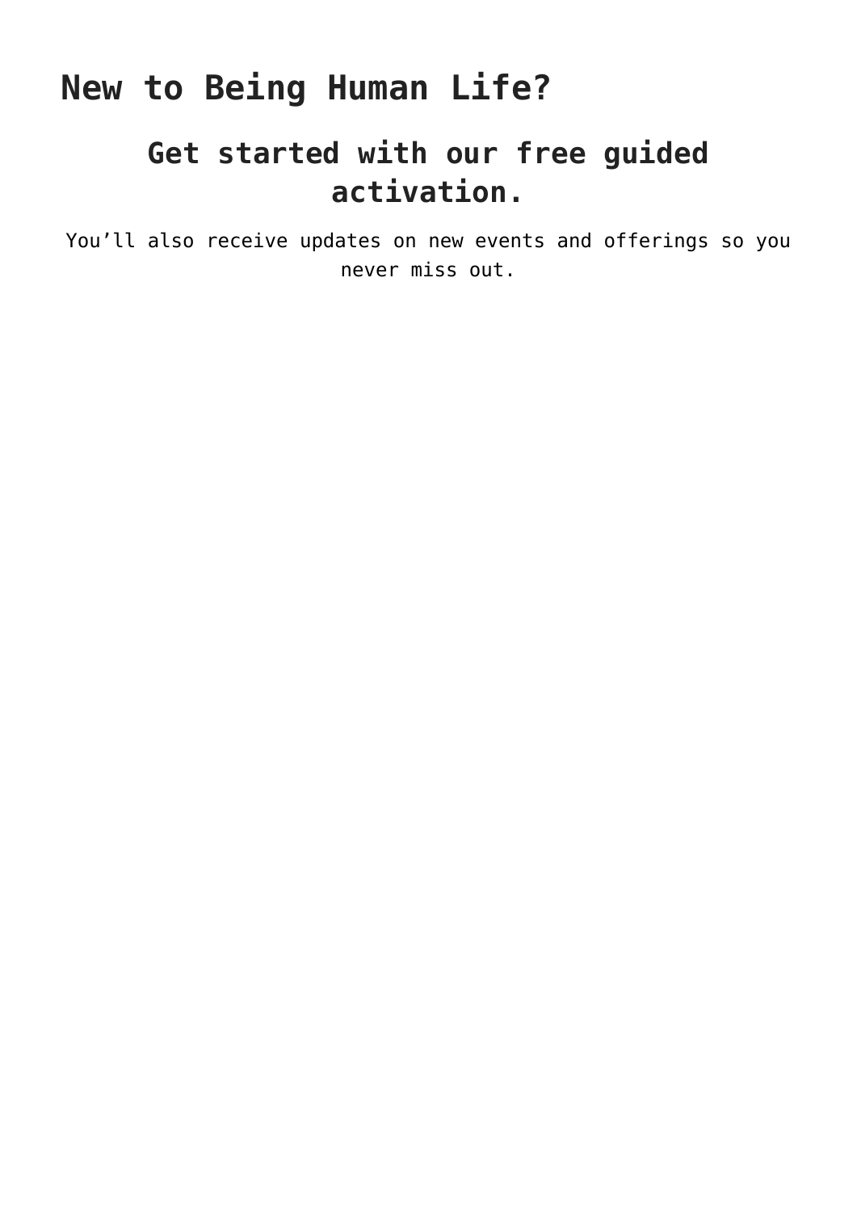# New to Being Human Life?

## Get started with our free guided activation.

You’ll also receive updates on new events and offerings so you never miss out.